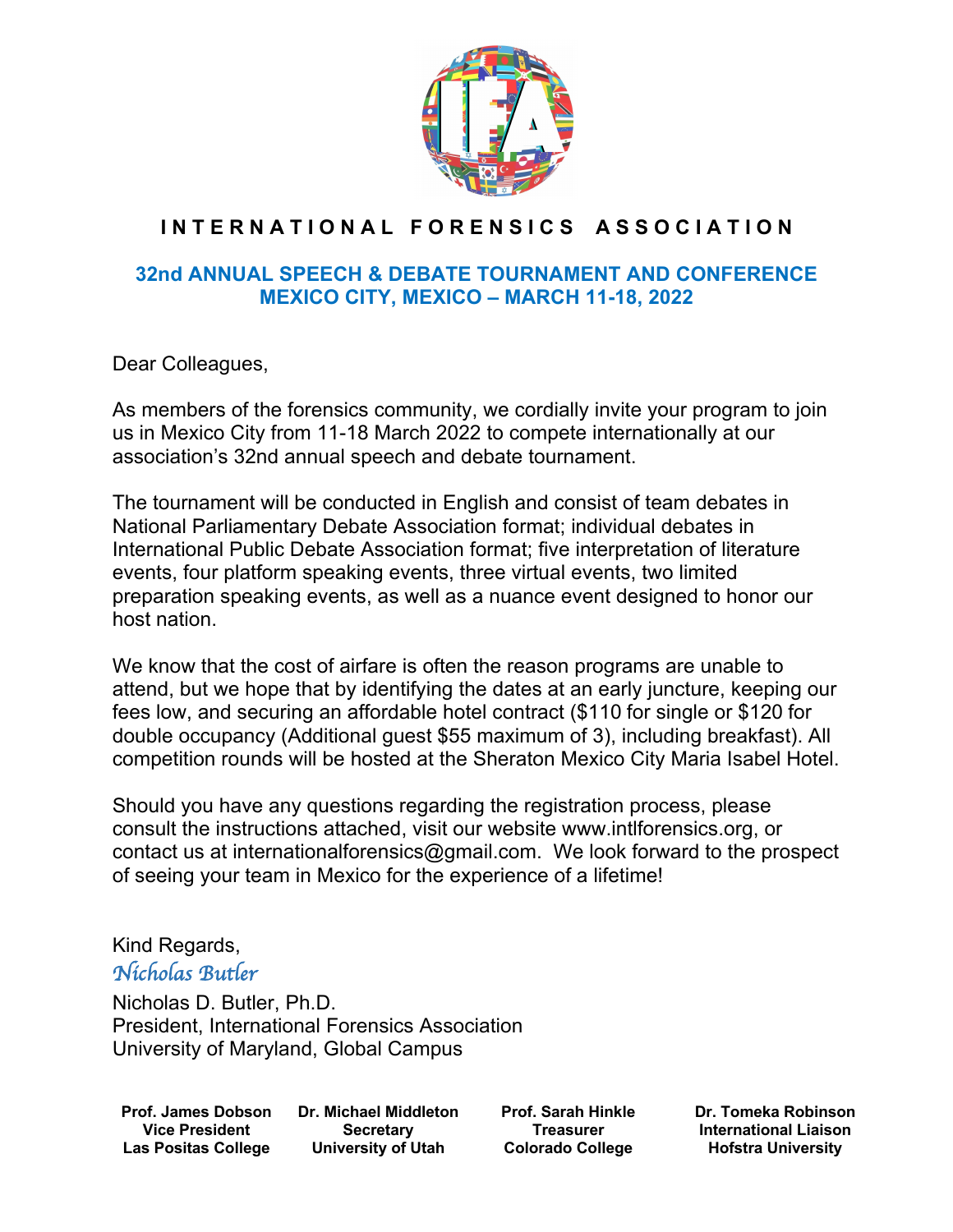# INTERNATIONAL FORENSICS ASSOCIATION

## 32nd ANNUAL SPEECH & DEBATE TOURNAMENT AND CONFERENCE
## MEXICO CITY, MEXICO – MARCH 11-18, 2022

Dear Colleagues,

As members of the forensics community, we cordially invite your program to join us in Mexico City from 11-18 March 2022 to compete internationally at our association's 32nd annual speech and debate tournament.

The tournament will be conducted in English and consist of team debates in National Parliamentary Debate Association format; individual debates in International Public Debate Association format; five interpretation of literature events, four platform speaking events, three virtual events, two limited preparation speaking events, as well as a nuance event designed to honor our host nation.

We know that the cost of airfare is often the reason programs are unable to attend, but we hope that by identifying the dates at an early juncture, keeping our fees low, and securing an affordable hotel contract ($110 for single or $120 for double occupancy (Additional guest $55 maximum of 3), including breakfast). All competition rounds will be hosted at the Sheraton Mexico City Maria Isabel Hotel.

Should you have any questions regarding the registration process, please consult the instructions attached, visit our website www.intlforensics.org, or contact us at internationalforensics@gmail.com. We look forward to the prospect of seeing your team in Mexico for the experience of a lifetime!

Kind Regards,

*Nicholas Butler*

Nicholas D. Butler, Ph.D.
President, International Forensics Association
University of Maryland, Global Campus

**Prof. James Dobson**
**Vice President**
**Las Positas College**

**Dr. Michael Middleton**
**Secretary**
**University of Utah**

**Prof. Sarah Hinkle**
**Treasurer**
**Colorado College**

**Dr. Tomeka Robinson**
**International Liaison**
**Hofstra University**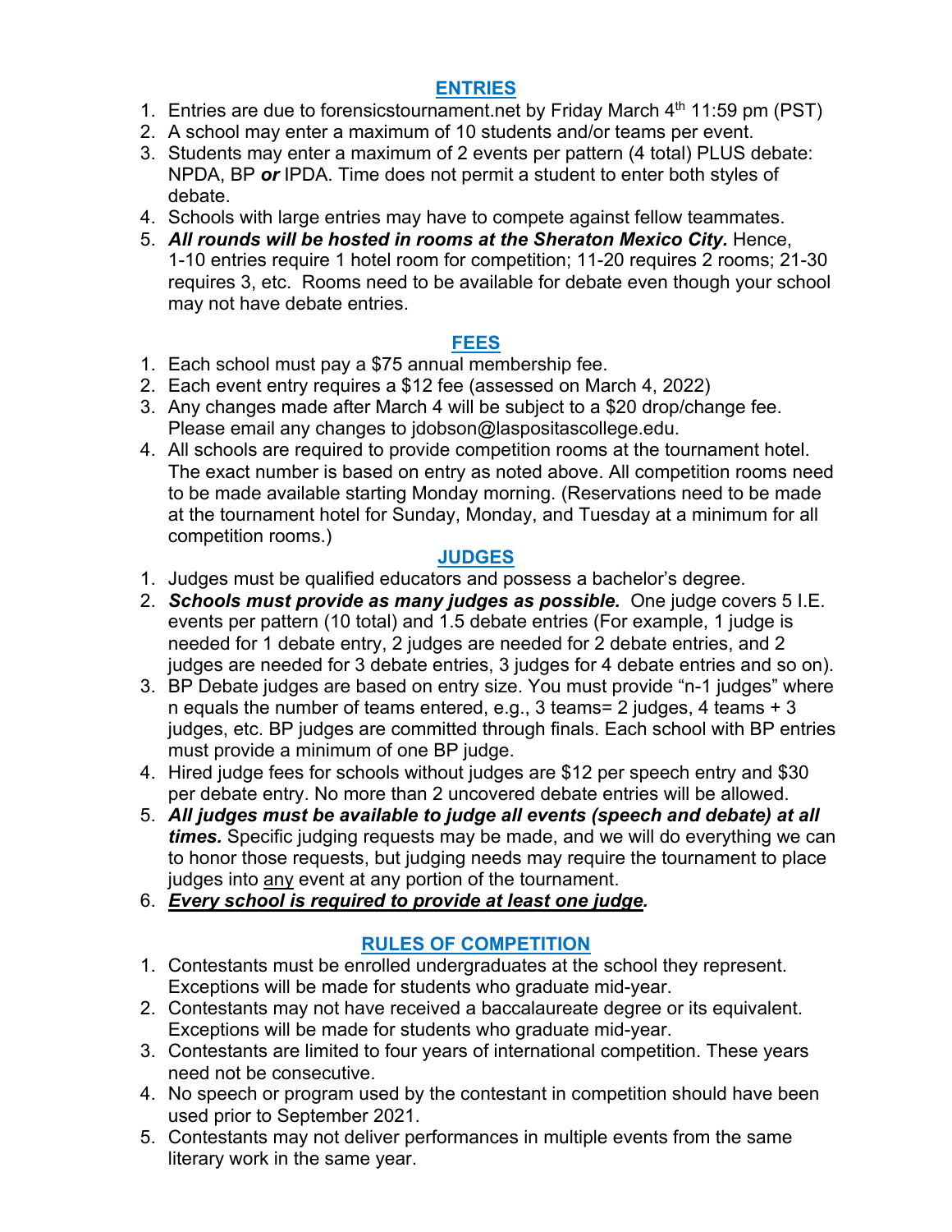## ENTRIES

1. Entries are due to forensicstournament.net by Friday March 4th 11:59 pm (PST)
2. A school may enter a maximum of 10 students and/or teams per event.
3. Students may enter a maximum of 2 events per pattern (4 total) PLUS debate: NPDA, BP ***or*** IPDA. Time does not permit a student to enter both styles of debate.
4. Schools with large entries may have to compete against fellow teammates.
5. ***All rounds will be hosted in rooms at the Sheraton Mexico City.*** Hence, 1-10 entries require 1 hotel room for competition; 11-20 requires 2 rooms; 21-30 requires 3, etc. Rooms need to be available for debate even though your school may not have debate entries.

## FEES

1. Each school must pay a $75 annual membership fee.
2. Each event entry requires a $12 fee (assessed on March 4, 2022)
3. Any changes made after March 4 will be subject to a $20 drop/change fee. Please email any changes to jdobson@laspositascollege.edu.
4. All schools are required to provide competition rooms at the tournament hotel. The exact number is based on entry as noted above. All competition rooms need to be made available starting Monday morning. (Reservations need to be made at the tournament hotel for Sunday, Monday, and Tuesday at a minimum for all competition rooms.)

## JUDGES

1. Judges must be qualified educators and possess a bachelor's degree.
2. ***Schools must provide as many judges as possible.*** One judge covers 5 I.E. events per pattern (10 total) and 1.5 debate entries (For example, 1 judge is needed for 1 debate entry, 2 judges are needed for 2 debate entries, and 2 judges are needed for 3 debate entries, 3 judges for 4 debate entries and so on).
3. BP Debate judges are based on entry size. You must provide "n-1 judges" where n equals the number of teams entered, e.g., 3 teams= 2 judges, 4 teams + 3 judges, etc. BP judges are committed through finals. Each school with BP entries must provide a minimum of one BP judge.
4. Hired judge fees for schools without judges are $12 per speech entry and $30 per debate entry. No more than 2 uncovered debate entries will be allowed.
5. ***All judges must be available to judge all events (speech and debate) at all times.*** Specific judging requests may be made, and we will do everything we can to honor those requests, but judging needs may require the tournament to place judges into <u>any</u> event at any portion of the tournament.
6. <u>***Every school is required to provide at least one judge.***</u>

## RULES OF COMPETITION

1. Contestants must be enrolled undergraduates at the school they represent. Exceptions will be made for students who graduate mid-year.
2. Contestants may not have received a baccalaureate degree or its equivalent. Exceptions will be made for students who graduate mid-year.
3. Contestants are limited to four years of international competition. These years need not be consecutive.
4. No speech or program used by the contestant in competition should have been used prior to September 2021.
5. Contestants may not deliver performances in multiple events from the same literary work in the same year.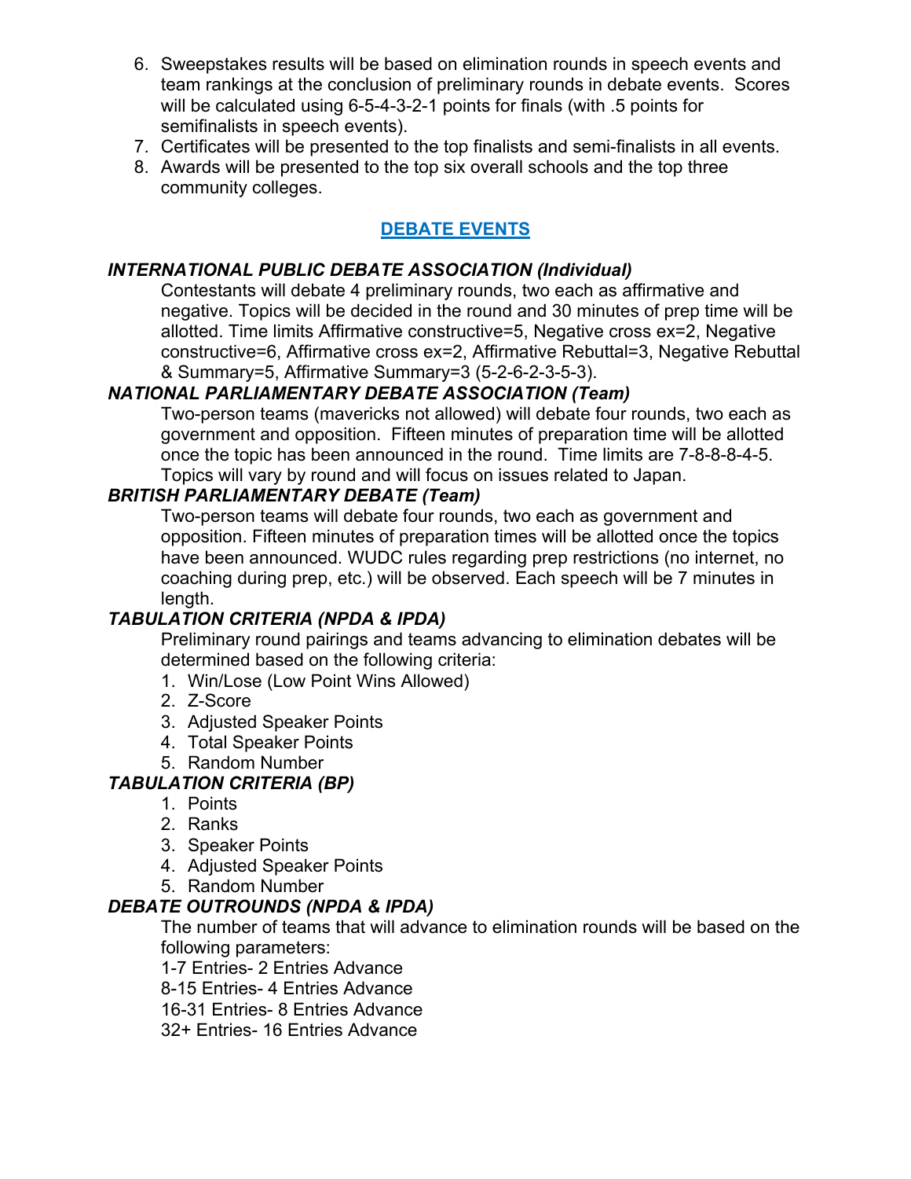6. Sweepstakes results will be based on elimination rounds in speech events and team rankings at the conclusion of preliminary rounds in debate events. Scores will be calculated using 6-5-4-3-2-1 points for finals (with .5 points for semifinalists in speech events).
7. Certificates will be presented to the top finalists and semi-finalists in all events.
8. Awards will be presented to the top six overall schools and the top three community colleges.

## DEBATE EVENTS

***INTERNATIONAL PUBLIC DEBATE ASSOCIATION (Individual)***

Contestants will debate 4 preliminary rounds, two each as affirmative and negative. Topics will be decided in the round and 30 minutes of prep time will be allotted. Time limits Affirmative constructive=5, Negative cross ex=2, Negative constructive=6, Affirmative cross ex=2, Affirmative Rebuttal=3, Negative Rebuttal & Summary=5, Affirmative Summary=3 (5-2-6-2-3-5-3).

***NATIONAL PARLIAMENTARY DEBATE ASSOCIATION (Team)***

Two-person teams (mavericks not allowed) will debate four rounds, two each as government and opposition. Fifteen minutes of preparation time will be allotted once the topic has been announced in the round. Time limits are 7-8-8-8-4-5. Topics will vary by round and will focus on issues related to Japan.

***BRITISH PARLIAMENTARY DEBATE (Team)***

Two-person teams will debate four rounds, two each as government and opposition. Fifteen minutes of preparation times will be allotted once the topics have been announced. WUDC rules regarding prep restrictions (no internet, no coaching during prep, etc.) will be observed. Each speech will be 7 minutes in length.

***TABULATION CRITERIA (NPDA & IPDA)***

Preliminary round pairings and teams advancing to elimination debates will be determined based on the following criteria:

1. Win/Lose (Low Point Wins Allowed)
2. Z-Score
3. Adjusted Speaker Points
4. Total Speaker Points
5. Random Number

***TABULATION CRITERIA (BP)***

1. Points
2. Ranks
3. Speaker Points
4. Adjusted Speaker Points
5. Random Number

***DEBATE OUTROUNDS (NPDA & IPDA)***

The number of teams that will advance to elimination rounds will be based on the following parameters:

1-7 Entries- 2 Entries Advance
8-15 Entries- 4 Entries Advance
16-31 Entries- 8 Entries Advance
32+ Entries- 16 Entries Advance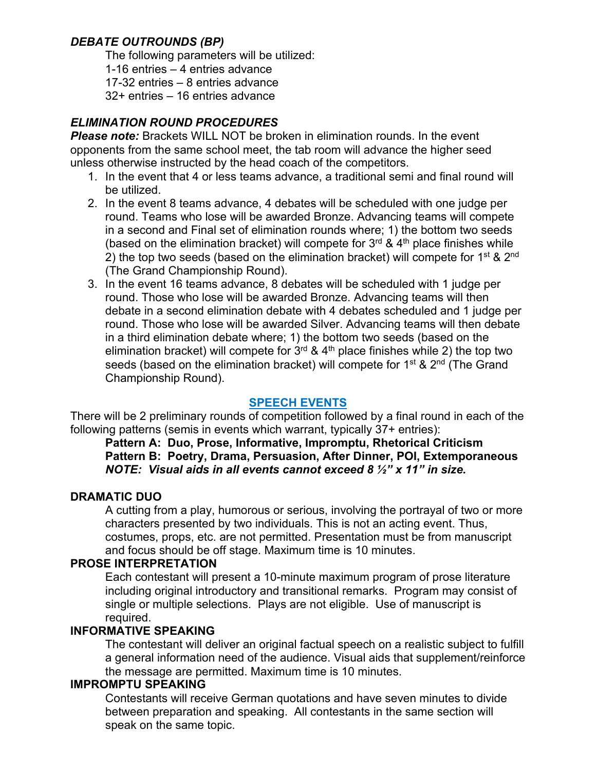### *DEBATE OUTROUNDS (BP)*

The following parameters will be utilized:
1-16 entries – 4 entries advance
17-32 entries – 8 entries advance
32+ entries – 16 entries advance

### *ELIMINATION ROUND PROCEDURES*

***Please note:*** Brackets WILL NOT be broken in elimination rounds. In the event opponents from the same school meet, the tab room will advance the higher seed unless otherwise instructed by the head coach of the competitors.

1. In the event that 4 or less teams advance, a traditional semi and final round will be utilized.
2. In the event 8 teams advance, 4 debates will be scheduled with one judge per round. Teams who lose will be awarded Bronze. Advancing teams will compete in a second and Final set of elimination rounds where; 1) the bottom two seeds (based on the elimination bracket) will compete for 3rd & 4th place finishes while 2) the top two seeds (based on the elimination bracket) will compete for 1st & 2nd (The Grand Championship Round).
3. In the event 16 teams advance, 8 debates will be scheduled with 1 judge per round. Those who lose will be awarded Bronze. Advancing teams will then debate in a second elimination debate with 4 debates scheduled and 1 judge per round. Those who lose will be awarded Silver. Advancing teams will then debate in a third elimination debate where; 1) the bottom two seeds (based on the elimination bracket) will compete for 3rd & 4th place finishes while 2) the top two seeds (based on the elimination bracket) will compete for 1st & 2nd (The Grand Championship Round).

## SPEECH EVENTS

There will be 2 preliminary rounds of competition followed by a final round in each of the following patterns (semis in events which warrant, typically 37+ entries):

**Pattern A: Duo, Prose, Informative, Impromptu, Rhetorical Criticism**
**Pattern B: Poetry, Drama, Persuasion, After Dinner, POI, Extemporaneous**
***NOTE: Visual aids in all events cannot exceed 8 ½" x 11" in size.***

### DRAMATIC DUO

A cutting from a play, humorous or serious, involving the portrayal of two or more characters presented by two individuals. This is not an acting event. Thus, costumes, props, etc. are not permitted. Presentation must be from manuscript and focus should be off stage. Maximum time is 10 minutes.

### PROSE INTERPRETATION

Each contestant will present a 10-minute maximum program of prose literature including original introductory and transitional remarks. Program may consist of single or multiple selections. Plays are not eligible. Use of manuscript is required.

### INFORMATIVE SPEAKING

The contestant will deliver an original factual speech on a realistic subject to fulfill a general information need of the audience. Visual aids that supplement/reinforce the message are permitted. Maximum time is 10 minutes.

### IMPROMPTU SPEAKING

Contestants will receive German quotations and have seven minutes to divide between preparation and speaking. All contestants in the same section will speak on the same topic.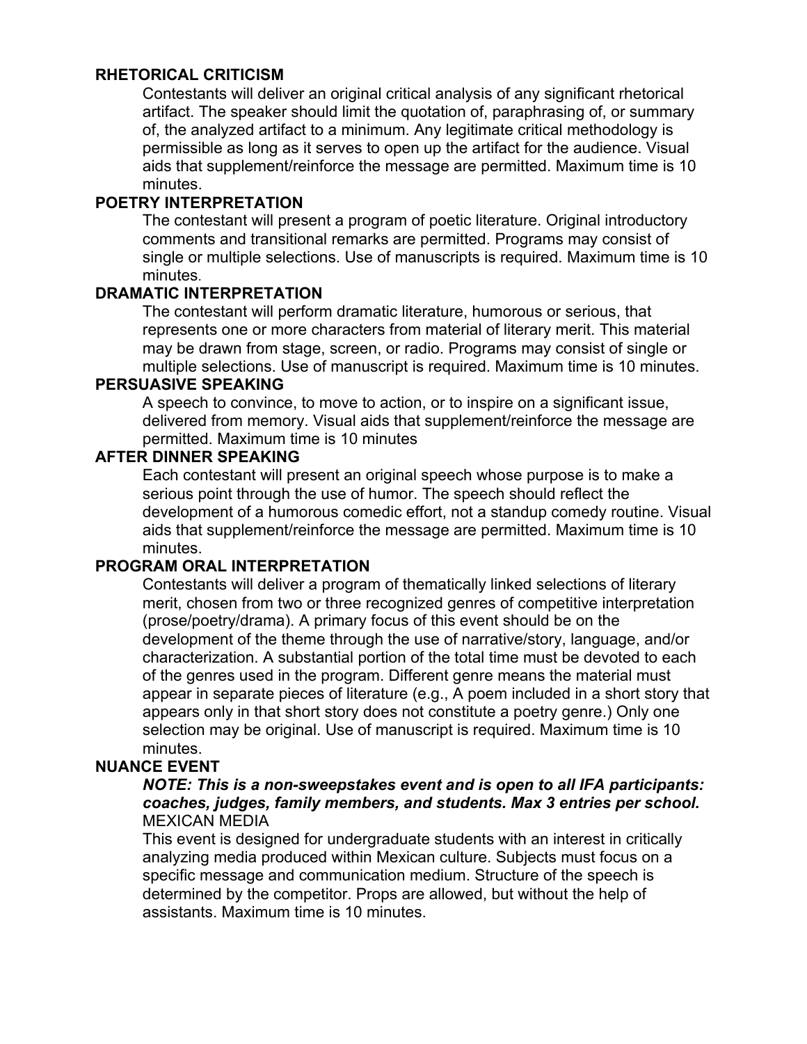## RHETORICAL CRITICISM

Contestants will deliver an original critical analysis of any significant rhetorical artifact. The speaker should limit the quotation of, paraphrasing of, or summary of, the analyzed artifact to a minimum. Any legitimate critical methodology is permissible as long as it serves to open up the artifact for the audience. Visual aids that supplement/reinforce the message are permitted. Maximum time is 10 minutes.

## POETRY INTERPRETATION

The contestant will present a program of poetic literature. Original introductory comments and transitional remarks are permitted. Programs may consist of single or multiple selections. Use of manuscripts is required. Maximum time is 10 minutes.

## DRAMATIC INTERPRETATION

The contestant will perform dramatic literature, humorous or serious, that represents one or more characters from material of literary merit. This material may be drawn from stage, screen, or radio. Programs may consist of single or multiple selections. Use of manuscript is required. Maximum time is 10 minutes.

## PERSUASIVE SPEAKING

A speech to convince, to move to action, or to inspire on a significant issue, delivered from memory. Visual aids that supplement/reinforce the message are permitted. Maximum time is 10 minutes

## AFTER DINNER SPEAKING

Each contestant will present an original speech whose purpose is to make a serious point through the use of humor. The speech should reflect the development of a humorous comedic effort, not a standup comedy routine. Visual aids that supplement/reinforce the message are permitted. Maximum time is 10 minutes.

## PROGRAM ORAL INTERPRETATION

Contestants will deliver a program of thematically linked selections of literary merit, chosen from two or three recognized genres of competitive interpretation (prose/poetry/drama). A primary focus of this event should be on the development of the theme through the use of narrative/story, language, and/or characterization. A substantial portion of the total time must be devoted to each of the genres used in the program. Different genre means the material must appear in separate pieces of literature (e.g., A poem included in a short story that appears only in that short story does not constitute a poetry genre.) Only one selection may be original. Use of manuscript is required. Maximum time is 10 minutes.

## NUANCE EVENT

***NOTE: This is a non-sweepstakes event and is open to all IFA participants: coaches, judges, family members, and students. Max 3 entries per school.***

MEXICAN MEDIA

This event is designed for undergraduate students with an interest in critically analyzing media produced within Mexican culture. Subjects must focus on a specific message and communication medium. Structure of the speech is determined by the competitor. Props are allowed, but without the help of assistants. Maximum time is 10 minutes.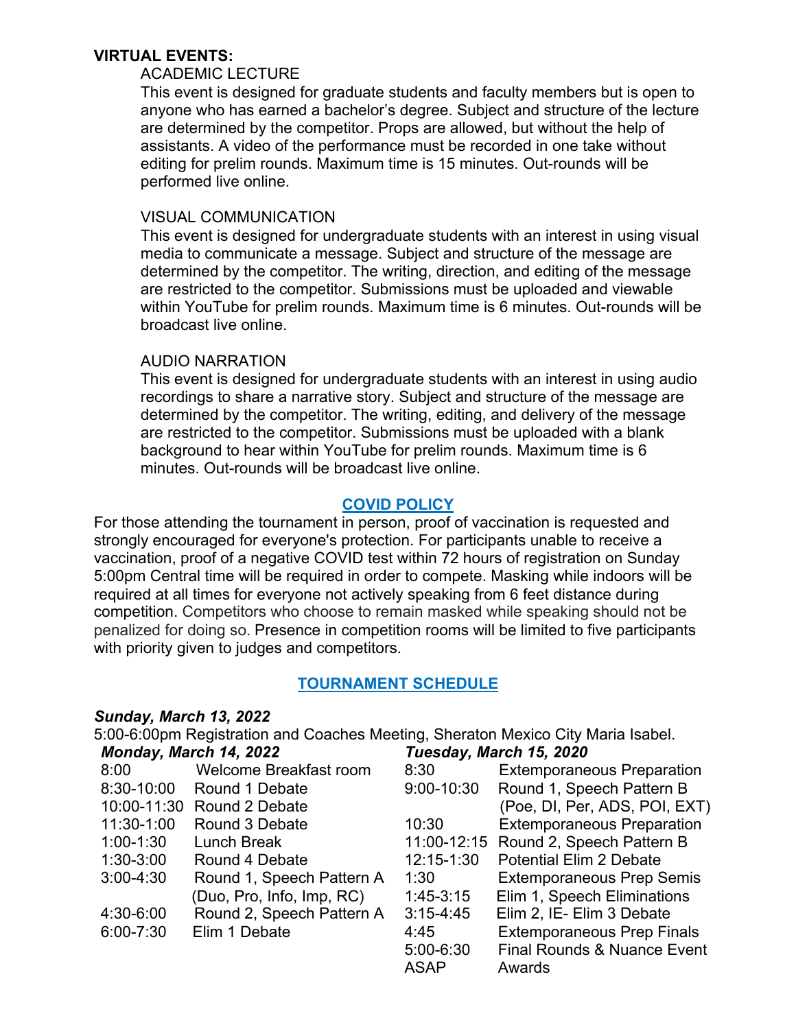**VIRTUAL EVENTS:**

ACADEMIC LECTURE

This event is designed for graduate students and faculty members but is open to anyone who has earned a bachelor's degree. Subject and structure of the lecture are determined by the competitor. Props are allowed, but without the help of assistants. A video of the performance must be recorded in one take without editing for prelim rounds. Maximum time is 15 minutes. Out-rounds will be performed live online.

VISUAL COMMUNICATION

This event is designed for undergraduate students with an interest in using visual media to communicate a message. Subject and structure of the message are determined by the competitor. The writing, direction, and editing of the message are restricted to the competitor. Submissions must be uploaded and viewable within YouTube for prelim rounds. Maximum time is 6 minutes. Out-rounds will be broadcast live online.

AUDIO NARRATION

This event is designed for undergraduate students with an interest in using audio recordings to share a narrative story. Subject and structure of the message are determined by the competitor. The writing, editing, and delivery of the message are restricted to the competitor. Submissions must be uploaded with a blank background to hear within YouTube for prelim rounds. Maximum time is 6 minutes. Out-rounds will be broadcast live online.

## COVID POLICY

For those attending the tournament in person, proof of vaccination is requested and strongly encouraged for everyone's protection. For participants unable to receive a vaccination, proof of a negative COVID test within 72 hours of registration on Sunday 5:00pm Central time will be required in order to compete. Masking while indoors will be required at all times for everyone not actively speaking from 6 feet distance during competition. Competitors who choose to remain masked while speaking should not be penalized for doing so. Presence in competition rooms will be limited to five participants with priority given to judges and competitors.

## TOURNAMENT SCHEDULE

***Sunday, March 13, 2022***

5:00-6:00pm Registration and Coaches Meeting, Sheraton Mexico City Maria Isabel.

***Monday, March 14, 2022***

| | |
|---|---|
| 8:00 | Welcome Breakfast room |
| 8:30-10:00 | Round 1 Debate |
| 10:00-11:30 | Round 2 Debate |
| 11:30-1:00 | Round 3 Debate |
| 1:00-1:30 | Lunch Break |
| 1:30-3:00 | Round 4 Debate |
| 3:00-4:30 | Round 1, Speech Pattern A (Duo, Pro, Info, Imp, RC) |
| 4:30-6:00 | Round 2, Speech Pattern A |
| 6:00-7:30 | Elim 1 Debate |

***Tuesday, March 15, 2020***

| | |
|---|---|
| 8:30 | Extemporaneous Preparation |
| 9:00-10:30 | Round 1, Speech Pattern B (Poe, DI, Per, ADS, POI, EXT) |
| 10:30 | Extemporaneous Preparation |
| 11:00-12:15 | Round 2, Speech Pattern B |
| 12:15-1:30 | Potential Elim 2 Debate |
| 1:30 | Extemporaneous Prep Semis |
| 1:45-3:15 | Elim 1, Speech Eliminations |
| 3:15-4:45 | Elim 2, IE- Elim 3 Debate |
| 4:45 | Extemporaneous Prep Finals |
| 5:00-6:30 | Final Rounds & Nuance Event |
| ASAP | Awards |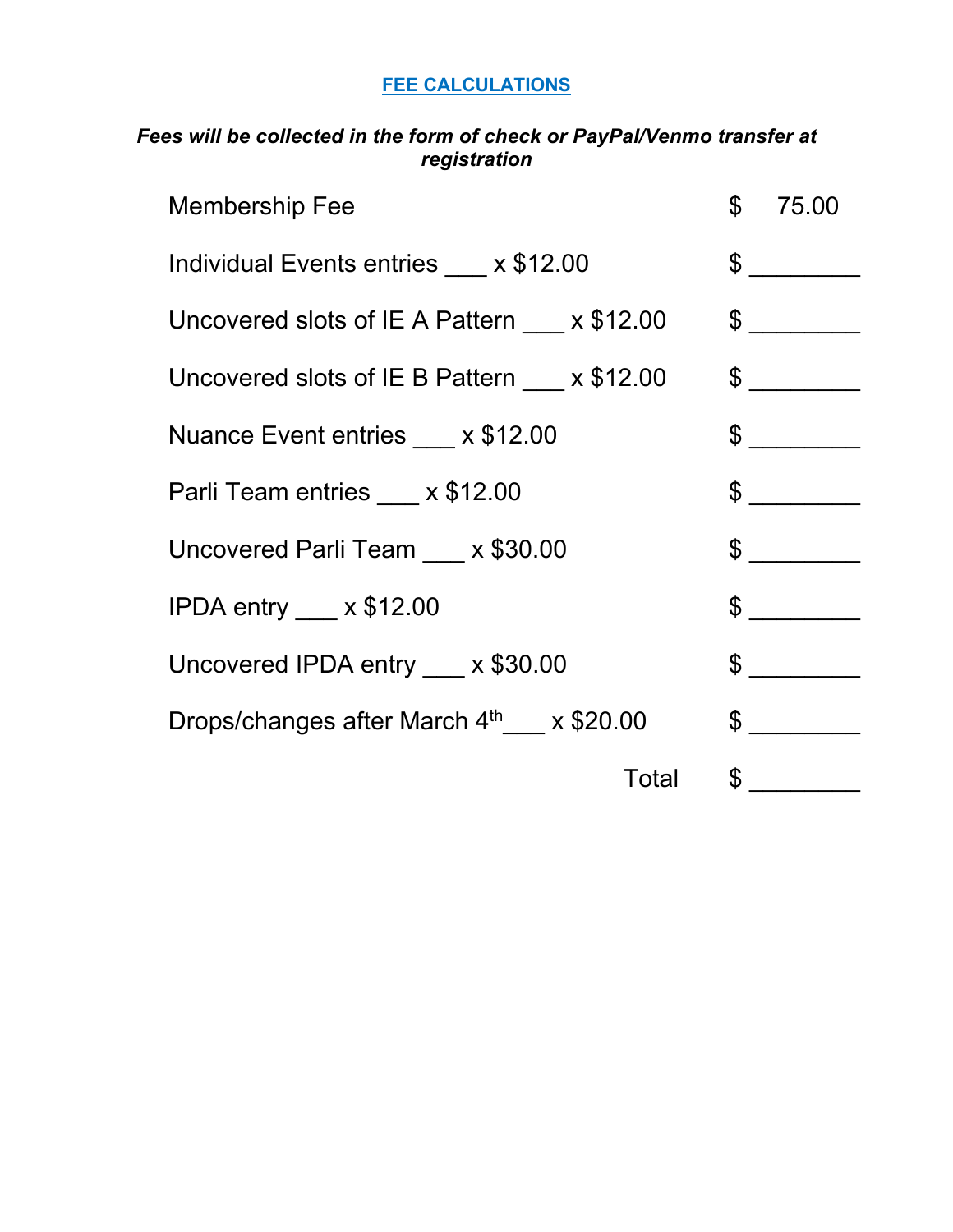## FEE CALCULATIONS

***Fees will be collected in the form of check or PayPal/Venmo transfer at registration***

| | |
|---|---|
| Membership Fee | $ 75.00 |
| Individual Events entries ___ x $12.00 | $ ________ |
| Uncovered slots of IE A Pattern ___ x $12.00 | $ ________ |
| Uncovered slots of IE B Pattern ___ x $12.00 | $ ________ |
| Nuance Event entries ___ x $12.00 | $ ________ |
| Parli Team entries ___ x $12.00 | $ ________ |
| Uncovered Parli Team ___ x $30.00 | $ ________ |
| IPDA entry ___ x $12.00 | $ ________ |
| Uncovered IPDA entry ___ x $30.00 | $ ________ |
| Drops/changes after March 4th ___ x $20.00 | $ ________ |
| Total | $ ________ |